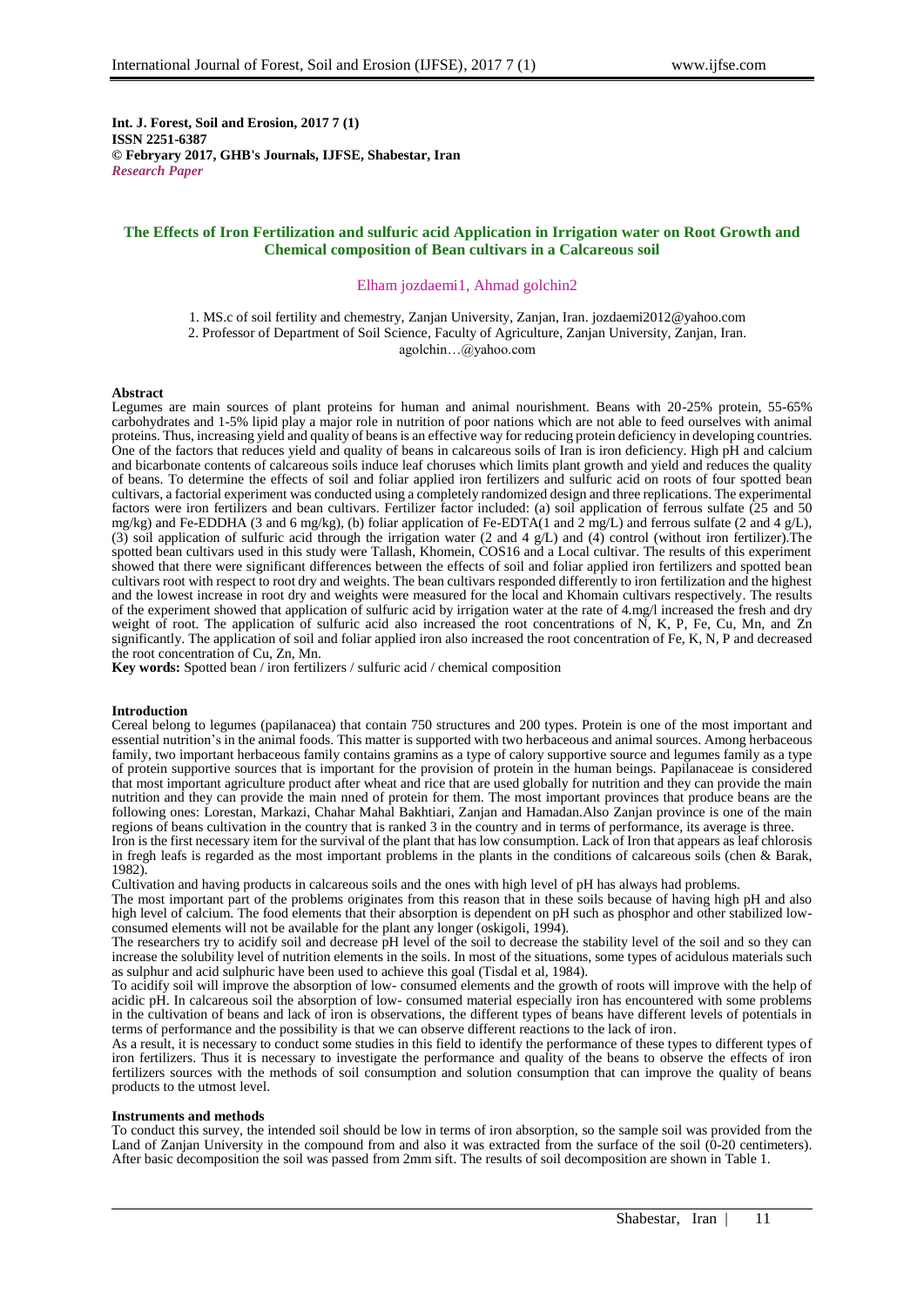**Int. J. Forest, Soil and Erosion, 2017 7 (1)**
**ISSN 2251-6387**
**© Febryary 2017, GHB's Journals, IJFSE, Shabestar, Iran**
***Research Paper***

## The Effects of Iron Fertilization and sulfuric acid Application in Irrigation water on Root Growth and Chemical composition of Bean cultivars in a Calcareous soil

Elham jozdaemi1, Ahmad golchin2

1. MS.c of soil fertility and chemestry, Zanjan University, Zanjan, Iran. jozdaemi2012@yahoo.com
2. Professor of Department of Soil Science, Faculty of Agriculture, Zanjan University, Zanjan, Iran. agolchin…@yahoo.com

### Abstract

Legumes are main sources of plant proteins for human and animal nourishment. Beans with 20-25% protein, 55-65% carbohydrates and 1-5% lipid play a major role in nutrition of poor nations which are not able to feed ourselves with animal proteins. Thus, increasing yield and quality of beans is an effective way for reducing protein deficiency in developing countries. One of the factors that reduces yield and quality of beans in calcareous soils of Iran is iron deficiency. High pH and calcium and bicarbonate contents of calcareous soils induce leaf choruses which limits plant growth and yield and reduces the quality of beans. To determine the effects of soil and foliar applied iron fertilizers and sulfuric acid on roots of four spotted bean cultivars, a factorial experiment was conducted using a completely randomized design and three replications. The experimental factors were iron fertilizers and bean cultivars. Fertilizer factor included: (a) soil application of ferrous sulfate (25 and 50 mg/kg) and Fe-EDDHA (3 and 6 mg/kg), (b) foliar application of Fe-EDTA(1 and 2 mg/L) and ferrous sulfate (2 and 4 g/L), (3) soil application of sulfuric acid through the irrigation water (2 and 4 g/L) and (4) control (without iron fertilizer).The spotted bean cultivars used in this study were Tallash, Khomein, COS16 and a Local cultivar. The results of this experiment showed that there were significant differences between the effects of soil and foliar applied iron fertilizers and spotted bean cultivars root with respect to root dry and weights. The bean cultivars responded differently to iron fertilization and the highest and the lowest increase in root dry and weights were measured for the local and Khomain cultivars respectively. The results of the experiment showed that application of sulfuric acid by irrigation water at the rate of 4.mg/l increased the fresh and dry weight of root. The application of sulfuric acid also increased the root concentrations of N, K, P, Fe, Cu, Mn, and Zn significantly. The application of soil and foliar applied iron also increased the root concentration of Fe, K, N, P and decreased the root concentration of Cu, Zn, Mn.

**Key words:** Spotted bean / iron fertilizers / sulfuric acid / chemical composition

### Introduction

Cereal belong to legumes (papilanacea) that contain 750 structures and 200 types. Protein is one of the most important and essential nutrition's in the animal foods. This matter is supported with two herbaceous and animal sources. Among herbaceous family, two important herbaceous family contains gramins as a type of calory supportive source and legumes family as a type of protein supportive sources that is important for the provision of protein in the human beings. Papilanaceae is considered that most important agriculture product after wheat and rice that are used globally for nutrition and they can provide the main nutrition and they can provide the main nned of protein for them. The most important provinces that produce beans are the following ones: Lorestan, Markazi, Chahar Mahal Bakhtiari, Zanjan and Hamadan.Also Zanjan province is one of the main regions of beans cultivation in the country that is ranked 3 in the country and in terms of performance, its average is three.

Iron is the first necessary item for the survival of the plant that has low consumption. Lack of Iron that appears as leaf chlorosis in fregh leafs is regarded as the most important problems in the plants in the conditions of calcareous soils (chen & Barak, 1982).

Cultivation and having products in calcareous soils and the ones with high level of pH has always had problems.

The most important part of the problems originates from this reason that in these soils because of having high pH and also high level of calcium. The food elements that their absorption is dependent on pH such as phosphor and other stabilized low-consumed elements will not be available for the plant any longer (oskigoli, 1994).

The researchers try to acidify soil and decrease pH level of the soil to decrease the stability level of the soil and so they can increase the solubility level of nutrition elements in the soils. In most of the situations, some types of acidulous materials such as sulphur and acid sulphuric have been used to achieve this goal (Tisdal et al, 1984).

To acidify soil will improve the absorption of low- consumed elements and the growth of roots will improve with the help of acidic pH. In calcareous soil the absorption of low- consumed material especially iron has encountered with some problems in the cultivation of beans and lack of iron is observations, the different types of beans have different levels of potentials in terms of performance and the possibility is that we can observe different reactions to the lack of iron.

As a result, it is necessary to conduct some studies in this field to identify the performance of these types to different types of iron fertilizers. Thus it is necessary to investigate the performance and quality of the beans to observe the effects of iron fertilizers sources with the methods of soil consumption and solution consumption that can improve the quality of beans products to the utmost level.

### Instruments and methods

To conduct this survey, the intended soil should be low in terms of iron absorption, so the sample soil was provided from the Land of Zanjan University in the compound from and also it was extracted from the surface of the soil (0-20 centimeters). After basic decomposition the soil was passed from 2mm sift. The results of soil decomposition are shown in Table 1.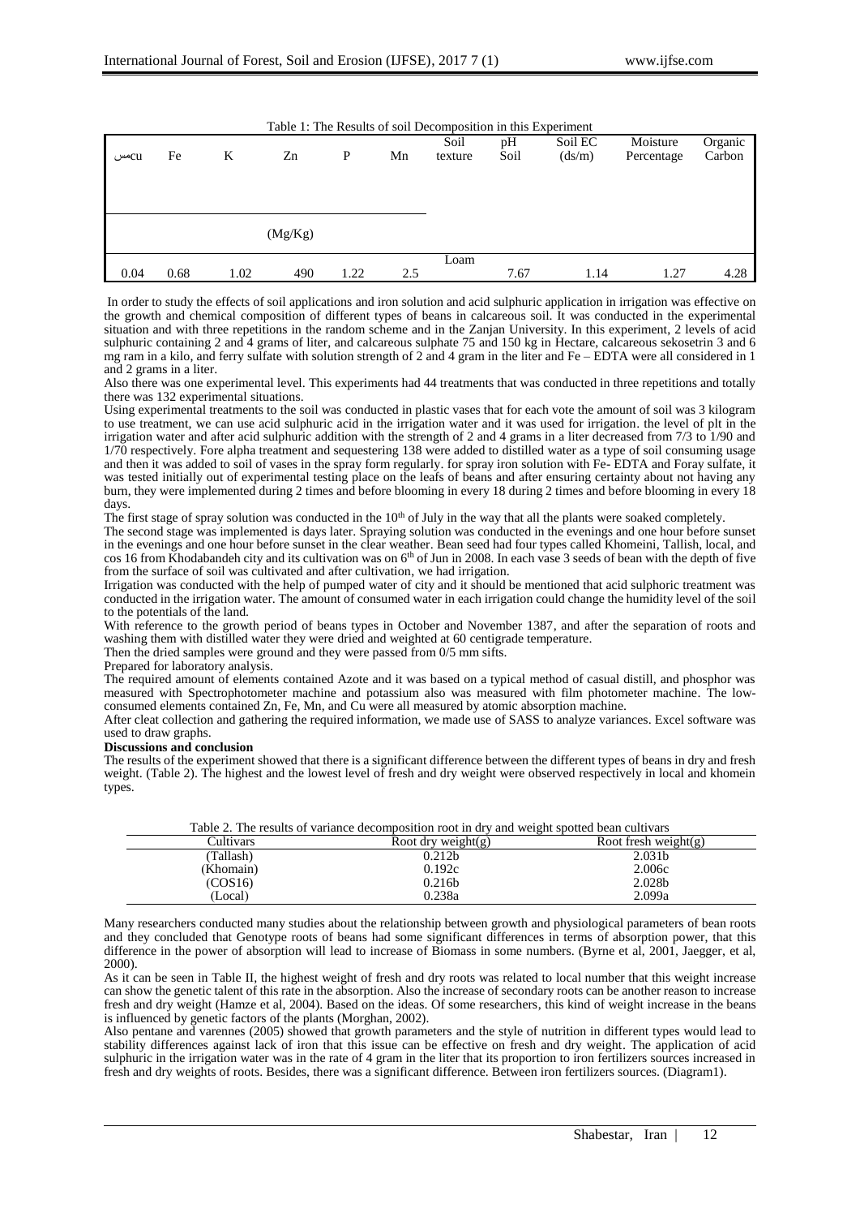Table 1: The Results of soil Decomposition in this Experiment

| مسcu | Fe | K | Zn | P | Mn | Soil texture | pH Soil | Soil EC (ds/m) | Moisture Percentage | Organic Carbon |
|---|---|---|---|---|---|---|---|---|---|---|
| | | | (Mg/Kg) | | | | | | | |
| 0.04 | 0.68 | 1.02 | 490 | 1.22 | 2.5 | Loam | 7.67 | 1.14 | 1.27 | 4.28 |

In order to study the effects of soil applications and iron solution and acid sulphuric application in irrigation was effective on the growth and chemical composition of different types of beans in calcareous soil. It was conducted in the experimental situation and with three repetitions in the random scheme and in the Zanjan University. In this experiment, 2 levels of acid sulphuric containing 2 and 4 grams of liter, and calcareous sulphate 75 and 150 kg in Hectare, calcareous sekosetrin 3 and 6 mg ram in a kilo, and ferry sulfate with solution strength of 2 and 4 gram in the liter and Fe – EDTA were all considered in 1 and 2 grams in a liter.

Also there was one experimental level. This experiments had 44 treatments that was conducted in three repetitions and totally there was 132 experimental situations.

Using experimental treatments to the soil was conducted in plastic vases that for each vote the amount of soil was 3 kilogram to use treatment, we can use acid sulphuric acid in the irrigation water and it was used for irrigation. the level of plt in the irrigation water and after acid sulphuric addition with the strength of 2 and 4 grams in a liter decreased from 7/3 to 1/90 and 1/70 respectively. Fore alpha treatment and sequestering 138 were added to distilled water as a type of soil consuming usage and then it was added to soil of vases in the spray form regularly. for spray iron solution with Fe- EDTA and Foray sulfate, it was tested initially out of experimental testing place on the leafs of beans and after ensuring certainty about not having any burn, they were implemented during 2 times and before blooming in every 18 during 2 times and before blooming in every 18 days.

The first stage of spray solution was conducted in the 10th of July in the way that all the plants were soaked completely.

The second stage was implemented is days later. Spraying solution was conducted in the evenings and one hour before sunset in the evenings and one hour before sunset in the clear weather. Bean seed had four types called Khomeini, Tallish, local, and cos 16 from Khodabandeh city and its cultivation was on 6th of Jun in 2008. In each vase 3 seeds of bean with the depth of five from the surface of soil was cultivated and after cultivation, we had irrigation.

Irrigation was conducted with the help of pumped water of city and it should be mentioned that acid sulphoric treatment was conducted in the irrigation water. The amount of consumed water in each irrigation could change the humidity level of the soil to the potentials of the land.

With reference to the growth period of beans types in October and November 1387, and after the separation of roots and washing them with distilled water they were dried and weighted at 60 centigrade temperature.

Then the dried samples were ground and they were passed from 0/5 mm sifts.

Prepared for laboratory analysis.

The required amount of elements contained Azote and it was based on a typical method of casual distill, and phosphor was measured with Spectrophotometer machine and potassium also was measured with film photometer machine. The low-consumed elements contained Zn, Fe, Mn, and Cu were all measured by atomic absorption machine.

After cleat collection and gathering the required information, we made use of SASS to analyze variances. Excel software was used to draw graphs.

**Discussions and conclusion**

The results of the experiment showed that there is a significant difference between the different types of beans in dry and fresh weight. (Table 2). The highest and the lowest level of fresh and dry weight were observed respectively in local and khomein types.

Table 2. The results of variance decomposition root in dry and weight spotted bean cultivars

| Cultivars | Root dry weight(g) | Root fresh weight(g) |
|---|---|---|
| (Tallash) | 0.212b | 2.031b |
| (Khomain) | 0.192c | 2.006c |
| (COS16) | 0.216b | 2.028b |
| (Local) | 0.238a | 2.099a |

Many researchers conducted many studies about the relationship between growth and physiological parameters of bean roots and they concluded that Genotype roots of beans had some significant differences in terms of absorption power, that this difference in the power of absorption will lead to increase of Biomass in some numbers. (Byrne et al, 2001, Jaegger, et al, 2000).

As it can be seen in Table II, the highest weight of fresh and dry roots was related to local number that this weight increase can show the genetic talent of this rate in the absorption. Also the increase of secondary roots can be another reason to increase fresh and dry weight (Hamze et al, 2004). Based on the ideas. Of some researchers, this kind of weight increase in the beans is influenced by genetic factors of the plants (Morghan, 2002).

Also pentane and varennes (2005) showed that growth parameters and the style of nutrition in different types would lead to stability differences against lack of iron that this issue can be effective on fresh and dry weight. The application of acid sulphuric in the irrigation water was in the rate of 4 gram in the liter that its proportion to iron fertilizers sources increased in fresh and dry weights of roots. Besides, there was a significant difference. Between iron fertilizers sources. (Diagram1).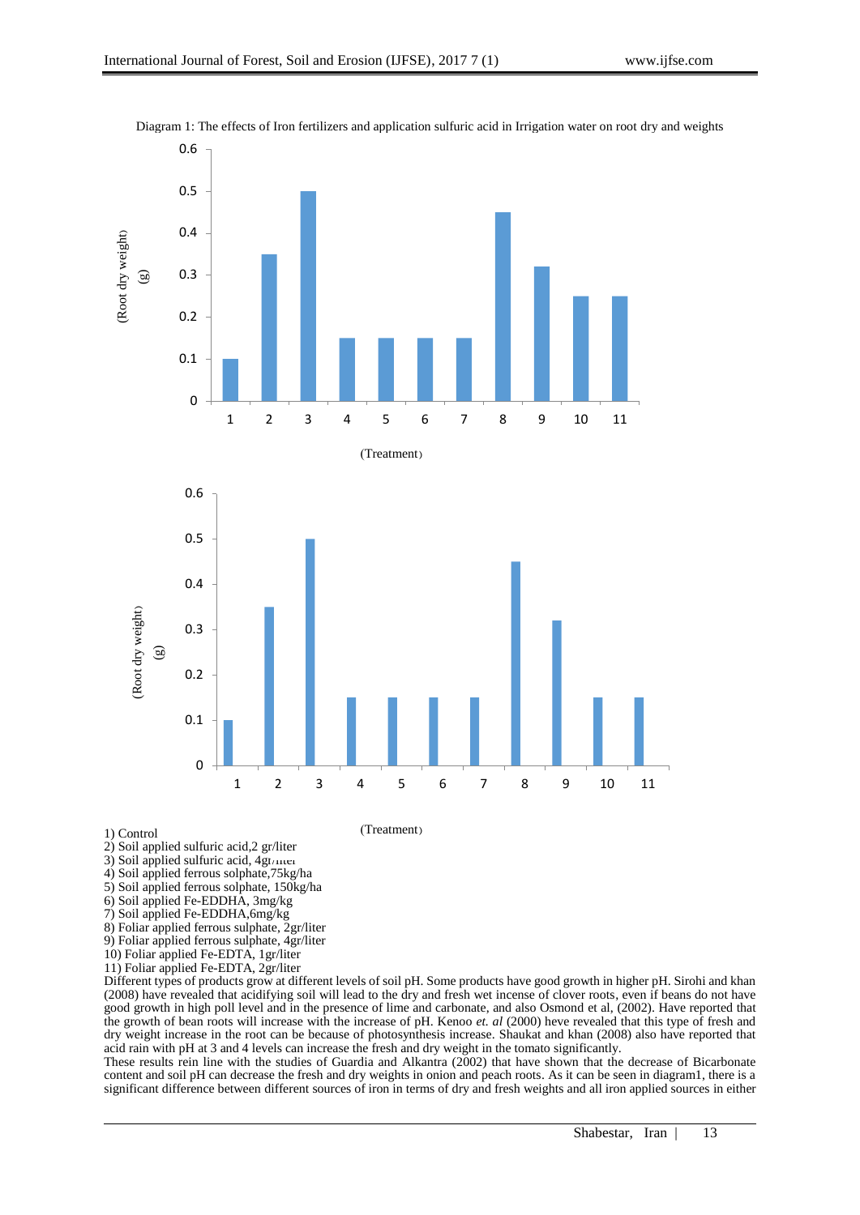Diagram 1: The effects of Iron fertilizers and application sulfuric acid in Irrigation water on root dry and weights

1) Control
2) Soil applied sulfuric acid,2 gr/liter
3) Soil applied sulfuric acid, 4gr/liter
4) Soil applied ferrous solphate,75kg/ha
5) Soil applied ferrous solphate, 150kg/ha
6) Soil applied Fe-EDDHA, 3mg/kg
7) Soil applied Fe-EDDHA,6mg/kg
8) Foliar applied ferrous sulphate, 2gr/liter
9) Foliar applied ferrous sulphate, 4gr/liter
10) Foliar applied Fe-EDTA, 1gr/liter
11) Foliar applied Fe-EDTA, 2gr/liter

Different types of products grow at different levels of soil pH. Some products have good growth in higher pH. Sirohi and khan (2008) have revealed that acidifying soil will lead to the dry and fresh wet incense of clover roots, even if beans do not have good growth in high poll level and in the presence of lime and carbonate, and also Osmond et al, (2002). Have reported that the growth of bean roots will increase with the increase of pH. Kenoo *et. al* (2000) heve revealed that this type of fresh and dry weight increase in the root can be because of photosynthesis increase. Shaukat and khan (2008) also have reported that acid rain with pH at 3 and 4 levels can increase the fresh and dry weight in the tomato significantly.

These results rein line with the studies of Guardia and Alkantra (2002) that have shown that the decrease of Bicarbonate content and soil pH can decrease the fresh and dry weights in onion and peach roots. As it can be seen in diagram1, there is a significant difference between different sources of iron in terms of dry and fresh weights and all iron applied sources in either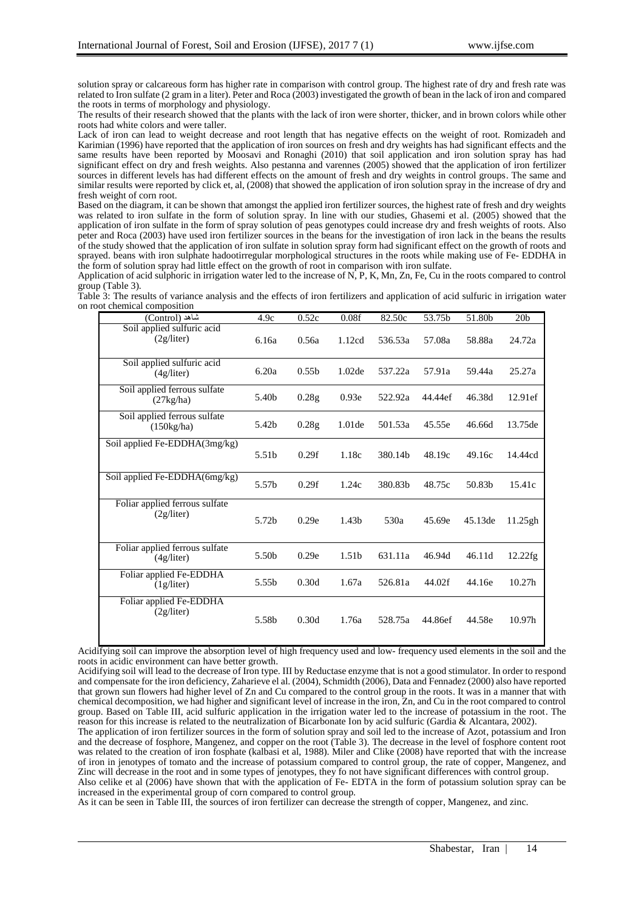solution spray or calcareous form has higher rate in comparison with control group. The highest rate of dry and fresh rate was related to Iron sulfate (2 gram in a liter). Peter and Roca (2003) investigated the growth of bean in the lack of iron and compared the roots in terms of morphology and physiology.

The results of their research showed that the plants with the lack of iron were shorter, thicker, and in brown colors while other roots had white colors and were taller.

Lack of iron can lead to weight decrease and root length that has negative effects on the weight of root. Romizadeh and Karimian (1996) have reported that the application of iron sources on fresh and dry weights has had significant effects and the same results have been reported by Moosavi and Ronaghi (2010) that soil application and iron solution spray has had significant effect on dry and fresh weights. Also pestanna and varennes (2005) showed that the application of iron fertilizer sources in different levels has had different effects on the amount of fresh and dry weights in control groups. The same and similar results were reported by click et, al, (2008) that showed the application of iron solution spray in the increase of dry and fresh weight of corn root.

Based on the diagram, it can be shown that amongst the applied iron fertilizer sources, the highest rate of fresh and dry weights was related to iron sulfate in the form of solution spray. In line with our studies, Ghasemi et al. (2005) showed that the application of iron sulfate in the form of spray solution of peas genotypes could increase dry and fresh weights of roots. Also peter and Roca (2003) have used iron fertilizer sources in the beans for the investigation of iron lack in the beans the results of the study showed that the application of iron sulfate in solution spray form had significant effect on the growth of roots and sprayed. beans with iron sulphate hadootirregular morphological structures in the roots while making use of Fe- EDDHA in the form of solution spray had little effect on the growth of root in comparison with iron sulfate.

Application of acid sulphoric in irrigation water led to the increase of N, P, K, Mn, Zn, Fe, Cu in the roots compared to control group (Table 3).

Table 3: The results of variance analysis and the effects of iron fertilizers and application of acid sulfuric in irrigation water on root chemical composition

| شاهد (Control) | 4.9c | 0.52c | 0.08f | 82.50c | 53.75b | 51.80b | 20b |
|---|---|---|---|---|---|---|---|
| Soil applied sulfuric acid (2g/liter) | 6.16a | 0.56a | 1.12cd | 536.53a | 57.08a | 58.88a | 24.72a |
| Soil applied sulfuric acid (4g/liter) | 6.20a | 0.55b | 1.02de | 537.22a | 57.91a | 59.44a | 25.27a |
| Soil applied ferrous sulfate (27kg/ha) | 5.40b | 0.28g | 0.93e | 522.92a | 44.44ef | 46.38d | 12.91ef |
| Soil applied ferrous sulfate (150kg/ha) | 5.42b | 0.28g | 1.01de | 501.53a | 45.55e | 46.66d | 13.75de |
| Soil applied Fe-EDDHA(3mg/kg) | 5.51b | 0.29f | 1.18c | 380.14b | 48.19c | 49.16c | 14.44cd |
| Soil applied Fe-EDDHA(6mg/kg) | 5.57b | 0.29f | 1.24c | 380.83b | 48.75c | 50.83b | 15.41c |
| Foliar applied ferrous sulfate (2g/liter) | 5.72b | 0.29e | 1.43b | 530a | 45.69e | 45.13de | 11.25gh |
| Foliar applied ferrous sulfate (4g/liter) | 5.50b | 0.29e | 1.51b | 631.11a | 46.94d | 46.11d | 12.22fg |
| Foliar applied Fe-EDDHA (1g/liter) | 5.55b | 0.30d | 1.67a | 526.81a | 44.02f | 44.16e | 10.27h |
| Foliar applied Fe-EDDHA (2g/liter) | 5.58b | 0.30d | 1.76a | 528.75a | 44.86ef | 44.58e | 10.97h |

Acidifying soil can improve the absorption level of high frequency used and low- frequency used elements in the soil and the roots in acidic environment can have better growth.

Acidifying soil will lead to the decrease of Iron type. III by Reductase enzyme that is not a good stimulator. In order to respond and compensate for the iron deficiency, Zaharieve el al. (2004), Schmidth (2006), Data and Fennadez (2000) also have reported that grown sun flowers had higher level of Zn and Cu compared to the control group in the roots. It was in a manner that with chemical decomposition, we had higher and significant level of increase in the iron, Zn, and Cu in the root compared to control group. Based on Table III, acid sulfuric application in the irrigation water led to the increase of potassium in the root. The reason for this increase is related to the neutralization of Bicarbonate Ion by acid sulfuric (Gardia & Alcantara, 2002).

The application of iron fertilizer sources in the form of solution spray and soil led to the increase of Azot, potassium and Iron and the decrease of fosphore, Mangenez, and copper on the root (Table 3). The decrease in the level of fosphore content root was related to the creation of iron fosphate (kalbasi et al, 1988). Miler and Clike (2008) have reported that with the increase of iron in jenotypes of tomato and the increase of potassium compared to control group, the rate of copper, Mangenez, and Zinc will decrease in the root and in some types of jenotypes, they fo not have significant differences with control group.

Also celike et al (2006) have shown that with the application of Fe- EDTA in the form of potassium solution spray can be increased in the experimental group of corn compared to control group.

As it can be seen in Table III, the sources of iron fertilizer can decrease the strength of copper, Mangenez, and zinc.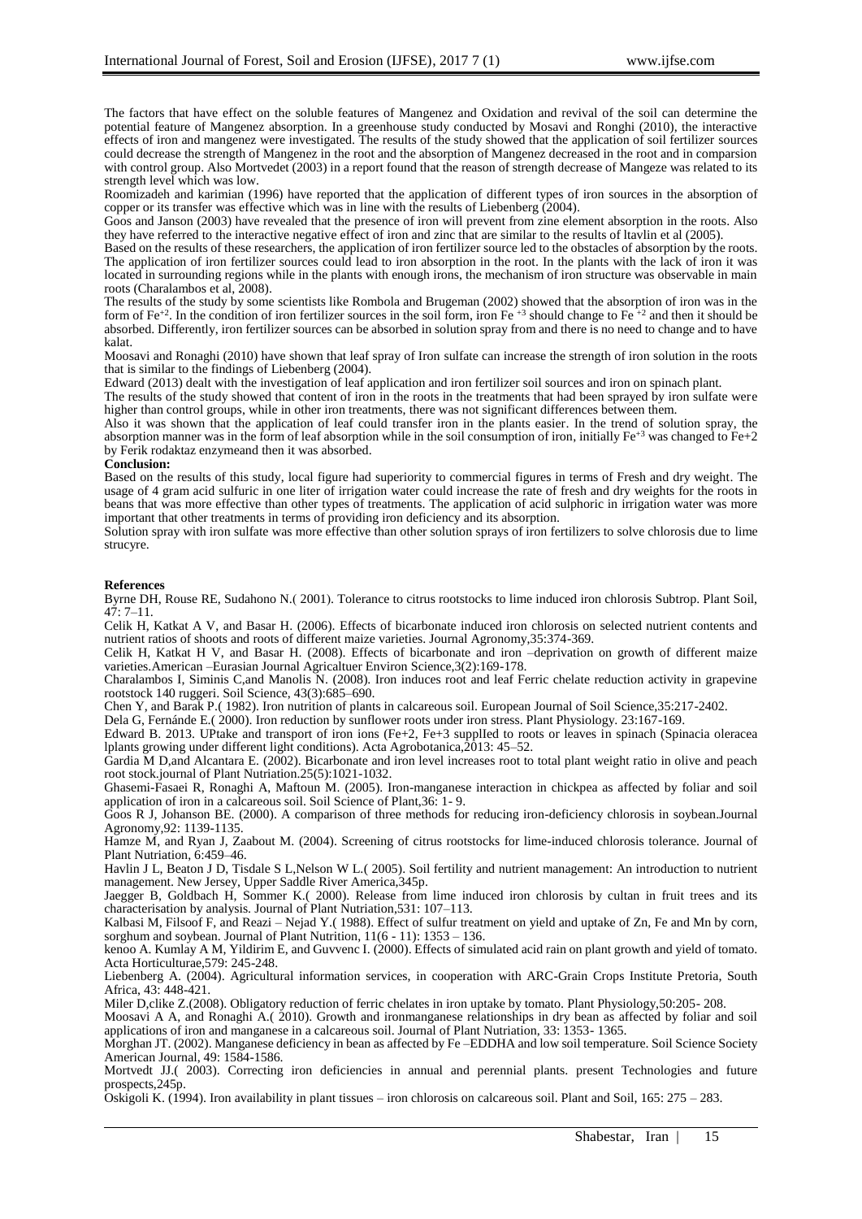The factors that have effect on the soluble features of Mangenez and Oxidation and revival of the soil can determine the potential feature of Mangenez absorption. In a greenhouse study conducted by Mosavi and Ronghi (2010), the interactive effects of iron and mangenez were investigated. The results of the study showed that the application of soil fertilizer sources could decrease the strength of Mangenez in the root and the absorption of Mangenez decreased in the root and in comparsion with control group. Also Mortvedet (2003) in a report found that the reason of strength decrease of Mangeze was related to its strength level which was low.

Roomizadeh and karimian (1996) have reported that the application of different types of iron sources in the absorption of copper or its transfer was effective which was in line with the results of Liebenberg (2004).

Goos and Janson (2003) have revealed that the presence of iron will prevent from zine element absorption in the roots. Also they have referred to the interactive negative effect of iron and zinc that are similar to the results of ltavlin et al (2005).

Based on the results of these researchers, the application of iron fertilizer source led to the obstacles of absorption by the roots. The application of iron fertilizer sources could lead to iron absorption in the root. In the plants with the lack of iron it was located in surrounding regions while in the plants with enough irons, the mechanism of iron structure was observable in main roots (Charalambos et al, 2008).

The results of the study by some scientists like Rombola and Brugeman (2002) showed that the absorption of iron was in the form of $Fe^{+2}$. In the condition of iron fertilizer sources in the soil form, iron $Fe^{+3}$ should change to $Fe^{+2}$ and then it should be absorbed. Differently, iron fertilizer sources can be absorbed in solution spray from and there is no need to change and to have kalat.

Moosavi and Ronaghi (2010) have shown that leaf spray of Iron sulfate can increase the strength of iron solution in the roots that is similar to the findings of Liebenberg (2004).

Edward (2013) dealt with the investigation of leaf application and iron fertilizer soil sources and iron on spinach plant.

The results of the study showed that content of iron in the roots in the treatments that had been sprayed by iron sulfate were higher than control groups, while in other iron treatments, there was not significant differences between them.

Also it was shown that the application of leaf could transfer iron in the plants easier. In the trend of solution spray, the absorption manner was in the form of leaf absorption while in the soil consumption of iron, initially $Fe^{+3}$ was changed to $Fe{+2}$ by Ferik rodaktaz enzymeand then it was absorbed.

**Conclusion:**

Based on the results of this study, local figure had superiority to commercial figures in terms of Fresh and dry weight. The usage of 4 gram acid sulfuric in one liter of irrigation water could increase the rate of fresh and dry weights for the roots in beans that was more effective than other types of treatments. The application of acid sulphoric in irrigation water was more important that other treatments in terms of providing iron deficiency and its absorption.

Solution spray with iron sulfate was more effective than other solution sprays of iron fertilizers to solve chlorosis due to lime strucyre.

**References**

Byrne DH, Rouse RE, Sudahono N.( 2001). Tolerance to citrus rootstocks to lime induced iron chlorosis Subtrop. Plant Soil, 47: 7–11.

Celik H, Katkat A V, and Basar H. (2006). Effects of bicarbonate induced iron chlorosis on selected nutrient contents and nutrient ratios of shoots and roots of different maize varieties. Journal Agronomy,35:374-369.

Celik H, Katkat H V, and Basar H. (2008). Effects of bicarbonate and iron –deprivation on growth of different maize varieties.American –Eurasian Journal Agricaltuer Environ Science,3(2):169-178.

Charalambos I, Siminis C,and Manolis N. (2008). Iron induces root and leaf Ferric chelate reduction activity in grapevine rootstock 140 ruggeri. Soil Science, 43(3):685–690.

Chen Y, and Barak P.( 1982). Iron nutrition of plants in calcareous soil. European Journal of Soil Science,35:217-2402.

Dela G, Fernánde E.( 2000). Iron reduction by sunflower roots under iron stress. Plant Physiology. 23:167-169.

Edward B. 2013. UPtake and transport of iron ions (Fe+2, Fe+3 supplled to roots or leaves in spinach (Spinacia oleracea lplants growing under different light conditions). Acta Agrobotanica,2013: 45–52.

Gardia M D,and Alcantara E. (2002). Bicarbonate and iron level increases root to total plant weight ratio in olive and peach root stock.journal of Plant Nutriation.25(5):1021-1032.

Ghasemi-Fasaei R, Ronaghi A, Maftoun M. (2005). Iron-manganese interaction in chickpea as affected by foliar and soil application of iron in a calcareous soil. Soil Science of Plant,36: 1- 9.

Goos R J, Johanson BE. (2000). A comparison of three methods for reducing iron-deficiency chlorosis in soybean.Journal Agronomy,92: 1139-1135.

Hamze M, and Ryan J, Zaabout M. (2004). Screening of citrus rootstocks for lime-induced chlorosis tolerance. Journal of Plant Nutriation, 6:459–46.

Havlin J L, Beaton J D, Tisdale S L,Nelson W L.( 2005). Soil fertility and nutrient management: An introduction to nutrient management. New Jersey, Upper Saddle River America,345p.

Jaegger B, Goldbach H, Sommer K.( 2000). Release from lime induced iron chlorosis by cultan in fruit trees and its characterisation by analysis. Journal of Plant Nutriation,531: 107–113.

Kalbasi M, Filsoof F, and Reazi – Nejad Y.( 1988). Effect of sulfur treatment on yield and uptake of Zn, Fe and Mn by corn, sorghum and soybean. Journal of Plant Nutrition, 11(6 - 11): 1353 – 136.

kenoo A. Kumlay A M, Yildirim E, and Guvvenc I. (2000). Effects of simulated acid rain on plant growth and yield of tomato. Acta Horticulturae,579: 245-248.

Liebenberg A. (2004). Agricultural information services, in cooperation with ARC-Grain Crops Institute Pretoria, South Africa, 43: 448-421.

Miler D,clike Z.(2008). Obligatory reduction of ferric chelates in iron uptake by tomato. Plant Physiology,50:205- 208.

Moosavi A A, and Ronaghi A.( 2010). Growth and ironmanganese relationships in dry bean as affected by foliar and soil applications of iron and manganese in a calcareous soil. Journal of Plant Nutriation, 33: 1353- 1365.

Morghan JT. (2002). Manganese deficiency in bean as affected by Fe –EDDHA and low soil temperature. Soil Science Society American Journal, 49: 1584-1586.

Mortvedt JJ.( 2003). Correcting iron deficiencies in annual and perennial plants. present Technologies and future prospects,245p.

Oskigoli K. (1994). Iron availability in plant tissues – iron chlorosis on calcareous soil. Plant and Soil, 165: 275 – 283.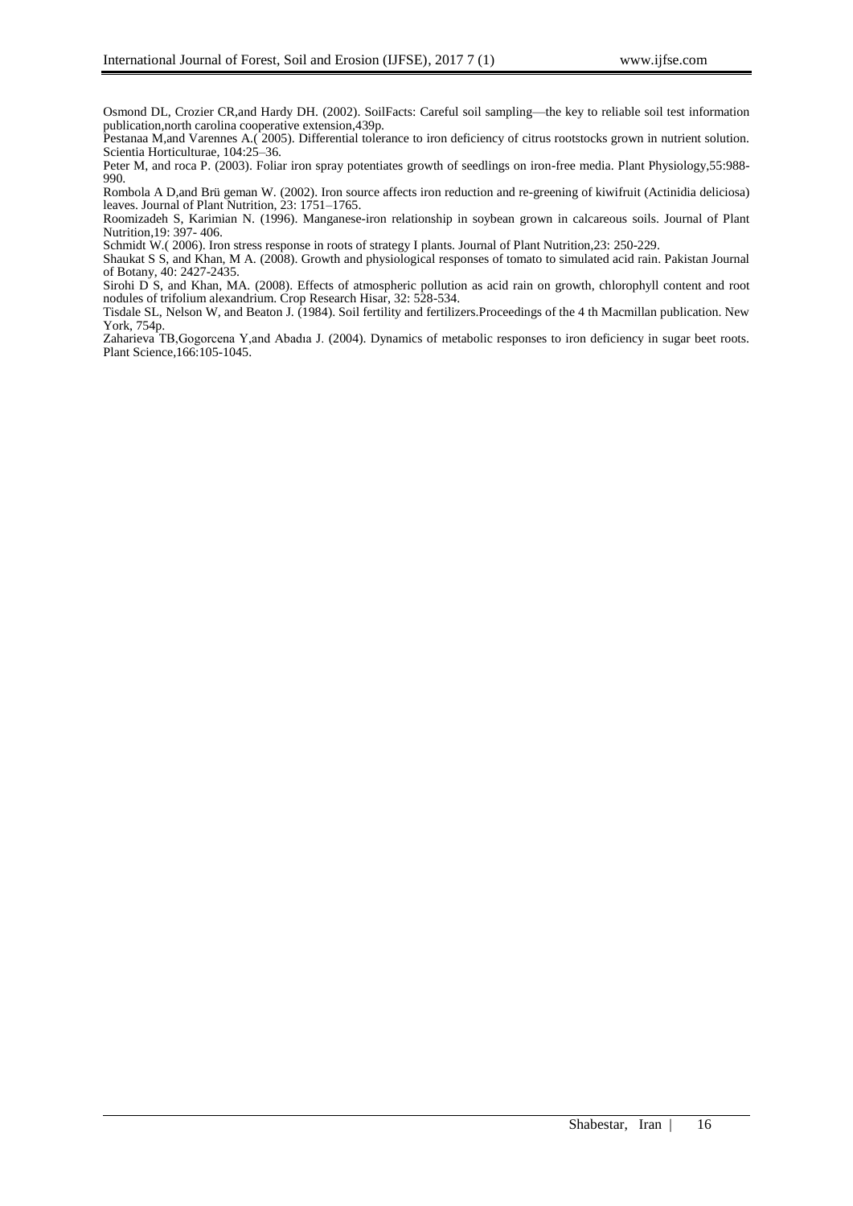Osmond DL, Crozier CR,and Hardy DH. (2002). SoilFacts: Careful soil sampling—the key to reliable soil test information publication,north carolina cooperative extension,439p.

Pestanaa M,and Varennes A.( 2005). Differential tolerance to iron deficiency of citrus rootstocks grown in nutrient solution. Scientia Horticulturae, 104:25–36.

Peter M, and roca P. (2003). Foliar iron spray potentiates growth of seedlings on iron-free media. Plant Physiology,55:988-990.

Rombola A D,and Brü geman W. (2002). Iron source affects iron reduction and re-greening of kiwifruit (Actinidia deliciosa) leaves. Journal of Plant Nutrition, 23: 1751–1765.

Roomizadeh S, Karimian N. (1996). Manganese-iron relationship in soybean grown in calcareous soils. Journal of Plant Nutrition,19: 397- 406.

Schmidt W.( 2006). Iron stress response in roots of strategy I plants. Journal of Plant Nutrition,23: 250-229.

Shaukat S S, and Khan, M A. (2008). Growth and physiological responses of tomato to simulated acid rain. Pakistan Journal of Botany, 40: 2427-2435.

Sirohi D S, and Khan, MA. (2008). Effects of atmospheric pollution as acid rain on growth, chlorophyll content and root nodules of trifolium alexandrium. Crop Research Hisar, 32: 528-534.

Tisdale SL, Nelson W, and Beaton J. (1984). Soil fertility and fertilizers.Proceedings of the 4 th Macmillan publication. New York, 754p.

Zaharieva TB,Gogorcena Y,and Abadıa J. (2004). Dynamics of metabolic responses to iron deficiency in sugar beet roots. Plant Science,166:105-1045.